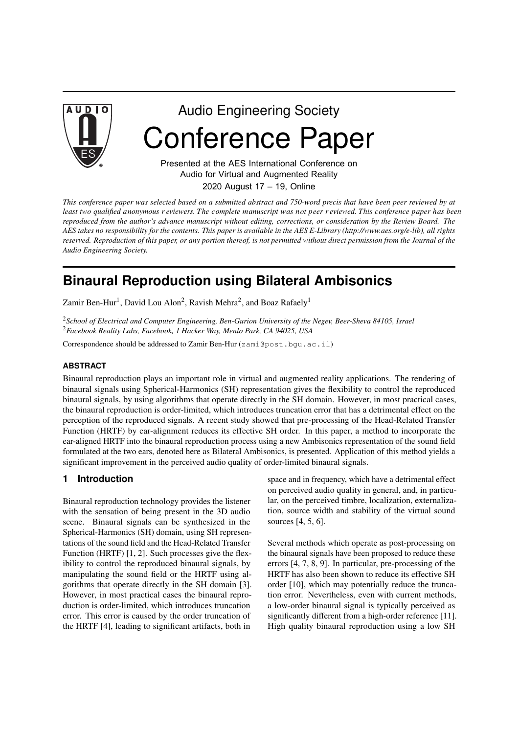Audio Engineering Society

# Conference Paper

Presented at the AES International Conference on Audio for Virtual and Augmented Reality
2020 August 17 – 19, Online

*This conference paper was selected based on a submitted abstract and 750-word precis that have been peer reviewed by at least two qualified anonymous reviewers. The complete manuscript was not peer reviewed. This conference paper has been reproduced from the author's advance manuscript without editing, corrections, or consideration by the Review Board. The AES takes no responsibility for the contents. This paper is available in the AES E-Library (http://www.aes.org/e-lib), all rights reserved. Reproduction of this paper, or any portion thereof, is not permitted without direct permission from the Journal of the Audio Engineering Society.*

# Binaural Reproduction using Bilateral Ambisonics

Zamir Ben-Hur[1], David Lou Alon[2], Ravish Mehra[2], and Boaz Rafaely[1]

[2]*School of Electrical and Computer Engineering, Ben-Gurion University of the Negev, Beer-Sheva 84105, Israel*
[2]*Facebook Reality Labs, Facebook, 1 Hacker Way, Menlo Park, CA 94025, USA*

Correspondence should be addressed to Zamir Ben-Hur (zami@post.bgu.ac.il)

## ABSTRACT

Binaural reproduction plays an important role in virtual and augmented reality applications. The rendering of binaural signals using Spherical-Harmonics (SH) representation gives the flexibility to control the reproduced binaural signals, by using algorithms that operate directly in the SH domain. However, in most practical cases, the binaural reproduction is order-limited, which introduces truncation error that has a detrimental effect on the perception of the reproduced signals. A recent study showed that pre-processing of the Head-Related Transfer Function (HRTF) by ear-alignment reduces its effective SH order. In this paper, a method to incorporate the ear-aligned HRTF into the binaural reproduction process using a new Ambisonics representation of the sound field formulated at the two ears, denoted here as Bilateral Ambisonics, is presented. Application of this method yields a significant improvement in the perceived audio quality of order-limited binaural signals.

## 1 Introduction

Binaural reproduction technology provides the listener with the sensation of being present in the 3D audio scene. Binaural signals can be synthesized in the Spherical-Harmonics (SH) domain, using SH representations of the sound field and the Head-Related Transfer Function (HRTF) [1, 2]. Such processes give the flexibility to control the reproduced binaural signals, by manipulating the sound field or the HRTF using algorithms that operate directly in the SH domain [3]. However, in most practical cases the binaural reproduction is order-limited, which introduces truncation error. This error is caused by the order truncation of the HRTF [4], leading to significant artifacts, both in space and in frequency, which have a detrimental effect on perceived audio quality in general, and, in particular, on the perceived timbre, localization, externalization, source width and stability of the virtual sound sources [4, 5, 6].

Several methods which operate as post-processing on the binaural signals have been proposed to reduce these errors [4, 7, 8, 9]. In particular, pre-processing of the HRTF has also been shown to reduce its effective SH order [10], which may potentially reduce the truncation error. Nevertheless, even with current methods, a low-order binaural signal is typically perceived as significantly different from a high-order reference [11]. High quality binaural reproduction using a low SH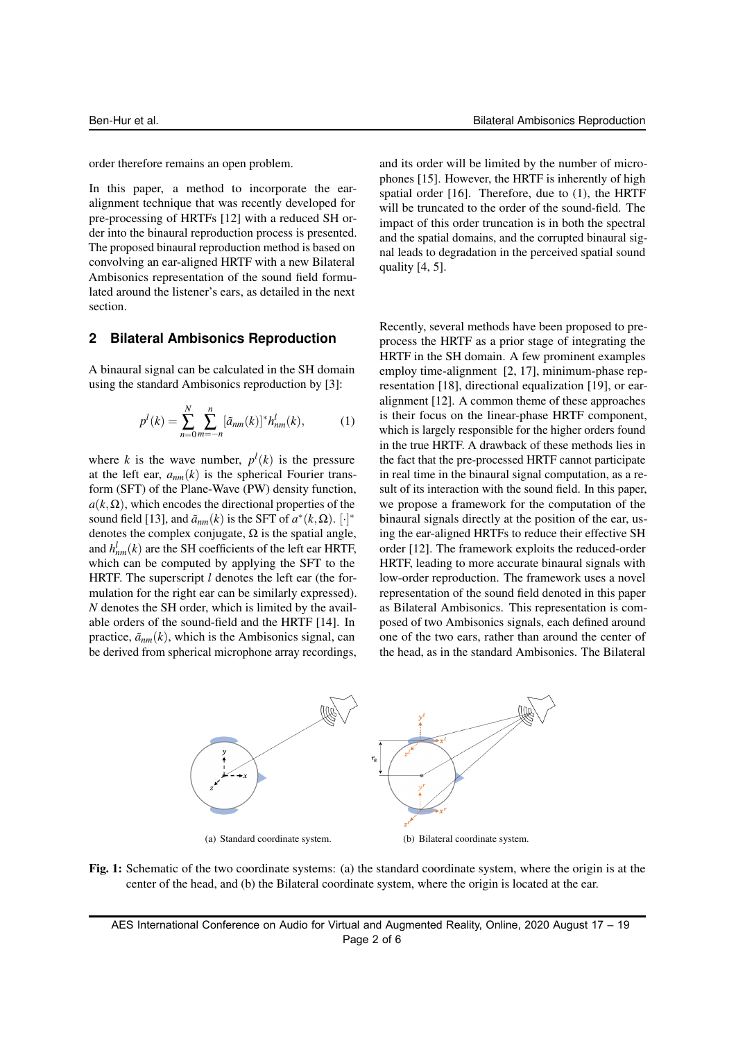order therefore remains an open problem.

In this paper, a method to incorporate the ear-alignment technique that was recently developed for pre-processing of HRTFs [12] with a reduced SH order into the binaural reproduction process is presented. The proposed binaural reproduction method is based on convolving an ear-aligned HRTF with a new Bilateral Ambisonics representation of the sound field formulated around the listener's ears, as detailed in the next section.

## 2 Bilateral Ambisonics Reproduction

A binaural signal can be calculated in the SH domain using the standard Ambisonics reproduction by [3]:

$$p^l(k) = \sum_{n=0}^{N} \sum_{m=-n}^{n} [\tilde{a}_{nm}(k)]^* h^l_{nm}(k), \tag{1}$$

where $k$ is the wave number, $p^l(k)$ is the pressure at the left ear, $a_{nm}(k)$ is the spherical Fourier transform (SFT) of the Plane-Wave (PW) density function, $a(k,\Omega)$, which encodes the directional properties of the sound field [13], and $\tilde{a}_{nm}(k)$ is the SFT of $a^*(k,\Omega)$. $[\cdot]^*$ denotes the complex conjugate, $\Omega$ is the spatial angle, and $h^l_{nm}(k)$ are the SH coefficients of the left ear HRTF, which can be computed by applying the SFT to the HRTF. The superscript $l$ denotes the left ear (the formulation for the right ear can be similarly expressed). $N$ denotes the SH order, which is limited by the available orders of the sound-field and the HRTF [14]. In practice, $\tilde{a}_{nm}(k)$, which is the Ambisonics signal, can be derived from spherical microphone array recordings, and its order will be limited by the number of microphones [15]. However, the HRTF is inherently of high spatial order [16]. Therefore, due to (1), the HRTF will be truncated to the order of the sound-field. The impact of this order truncation is in both the spectral and the spatial domains, and the corrupted binaural signal leads to degradation in the perceived spatial sound quality [4, 5].

Recently, several methods have been proposed to pre-process the HRTF as a prior stage of integrating the HRTF in the SH domain. A few prominent examples employ time-alignment [2, 17], minimum-phase representation [18], directional equalization [19], or ear-alignment [12]. A common theme of these approaches is their focus on the linear-phase HRTF component, which is largely responsible for the higher orders found in the true HRTF. A drawback of these methods lies in the fact that the pre-processed HRTF cannot participate in real time in the binaural signal computation, as a result of its interaction with the sound field. In this paper, we propose a framework for the computation of the binaural signals directly at the position of the ear, using the ear-aligned HRTFs to reduce their effective SH order [12]. The framework exploits the reduced-order HRTF, leading to more accurate binaural signals with low-order reproduction. The framework uses a novel representation of the sound field denoted in this paper as Bilateral Ambisonics. This representation is composed of two Ambisonics signals, each defined around one of the two ears, rather than around the center of the head, as in the standard Ambisonics. The Bilateral

(a) Standard coordinate system.

(b) Bilateral coordinate system.

**Fig. 1:** Schematic of the two coordinate systems: (a) the standard coordinate system, where the origin is at the center of the head, and (b) the Bilateral coordinate system, where the origin is located at the ear.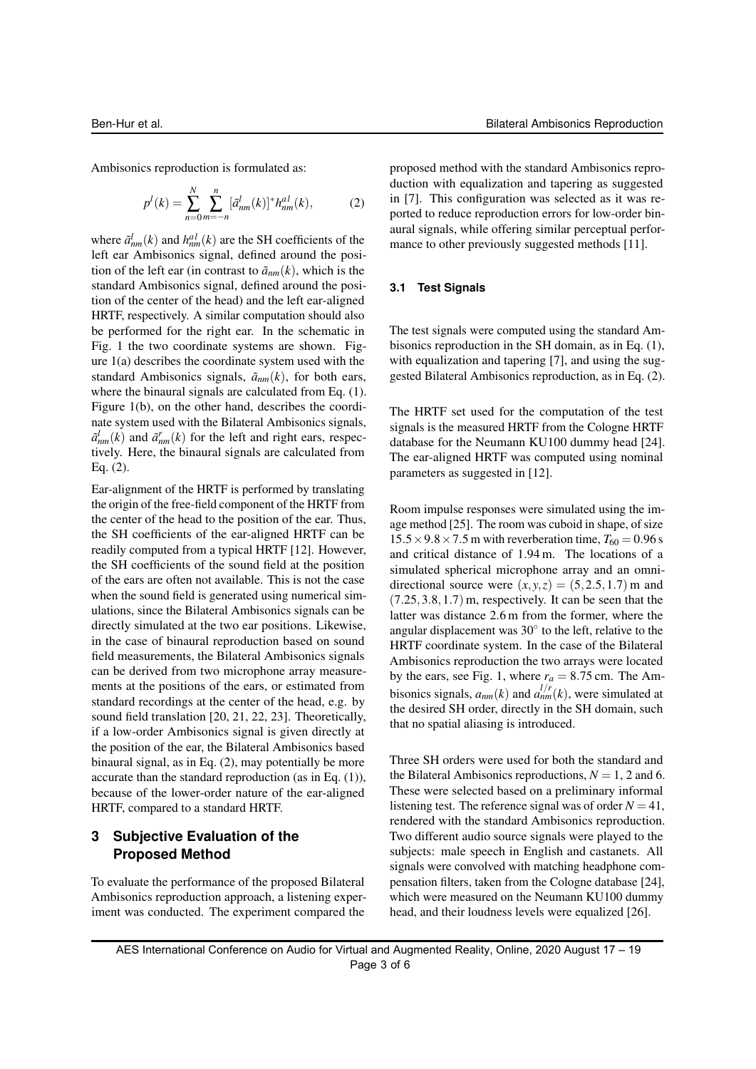Ambisonics reproduction is formulated as:

$$p^l(k) = \sum_{n=0}^{N} \sum_{m=-n}^{n} [\tilde{a}^l_{nm}(k)]^* h^{al}_{nm}(k), \qquad (2)$$

where $\tilde{a}^l_{nm}(k)$ and $h^{al}_{nm}(k)$ are the SH coefficients of the left ear Ambisonics signal, defined around the position of the left ear (in contrast to $\tilde{a}_{nm}(k)$, which is the standard Ambisonics signal, defined around the position of the center of the head) and the left ear-aligned HRTF, respectively. A similar computation should also be performed for the right ear. In the schematic in Fig. 1 the two coordinate systems are shown. Figure 1(a) describes the coordinate system used with the standard Ambisonics signals, $\tilde{a}_{nm}(k)$, for both ears, where the binaural signals are calculated from Eq. (1). Figure 1(b), on the other hand, describes the coordinate system used with the Bilateral Ambisonics signals, $\tilde{a}^l_{nm}(k)$ and $\tilde{a}^r_{nm}(k)$ for the left and right ears, respectively. Here, the binaural signals are calculated from Eq. (2).

Ear-alignment of the HRTF is performed by translating the origin of the free-field component of the HRTF from the center of the head to the position of the ear. Thus, the SH coefficients of the ear-aligned HRTF can be readily computed from a typical HRTF [12]. However, the SH coefficients of the sound field at the position of the ears are often not available. This is not the case when the sound field is generated using numerical simulations, since the Bilateral Ambisonics signals can be directly simulated at the two ear positions. Likewise, in the case of binaural reproduction based on sound field measurements, the Bilateral Ambisonics signals can be derived from two microphone array measurements at the positions of the ears, or estimated from standard recordings at the center of the head, e.g. by sound field translation [20, 21, 22, 23]. Theoretically, if a low-order Ambisonics signal is given directly at the position of the ear, the Bilateral Ambisonics based binaural signal, as in Eq. (2), may potentially be more accurate than the standard reproduction (as in Eq. (1)), because of the lower-order nature of the ear-aligned HRTF, compared to a standard HRTF.

## 3 Subjective Evaluation of the Proposed Method

To evaluate the performance of the proposed Bilateral Ambisonics reproduction approach, a listening experiment was conducted. The experiment compared the proposed method with the standard Ambisonics reproduction with equalization and tapering as suggested in [7]. This configuration was selected as it was reported to reduce reproduction errors for low-order binaural signals, while offering similar perceptual performance to other previously suggested methods [11].

### 3.1 Test Signals

The test signals were computed using the standard Ambisonics reproduction in the SH domain, as in Eq. (1), with equalization and tapering [7], and using the suggested Bilateral Ambisonics reproduction, as in Eq. (2).

The HRTF set used for the computation of the test signals is the measured HRTF from the Cologne HRTF database for the Neumann KU100 dummy head [24]. The ear-aligned HRTF was computed using nominal parameters as suggested in [12].

Room impulse responses were simulated using the image method [25]. The room was cuboid in shape, of size $15.5 \times 9.8 \times 7.5$ m with reverberation time, $T_{60} = 0.96$ s and critical distance of 1.94 m. The locations of a simulated spherical microphone array and an omni-directional source were $(x, y, z) = (5, 2.5, 1.7)$ m and $(7.25, 3.8, 1.7)$ m, respectively. It can be seen that the latter was distance 2.6 m from the former, where the angular displacement was $30^\circ$ to the left, relative to the HRTF coordinate system. In the case of the Bilateral Ambisonics reproduction the two arrays were located by the ears, see Fig. 1, where $r_a = 8.75$ cm. The Ambisonics signals, $a_{nm}(k)$ and $a^{l/r}_{nm}(k)$, were simulated at the desired SH order, directly in the SH domain, such that no spatial aliasing is introduced.

Three SH orders were used for both the standard and the Bilateral Ambisonics reproductions, $N = 1$, 2 and 6. These were selected based on a preliminary informal listening test. The reference signal was of order $N = 41$, rendered with the standard Ambisonics reproduction. Two different audio source signals were played to the subjects: male speech in English and castanets. All signals were convolved with matching headphone compensation filters, taken from the Cologne database [24], which were measured on the Neumann KU100 dummy head, and their loudness levels were equalized [26].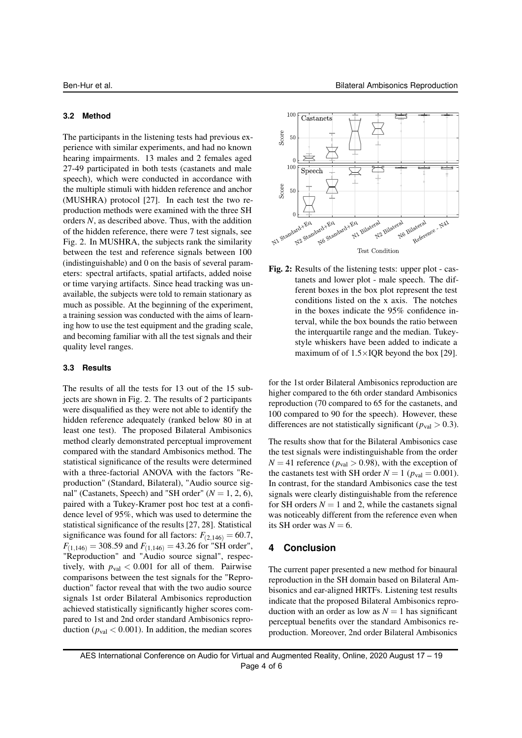### 3.2 Method

The participants in the listening tests had previous experience with similar experiments, and had no known hearing impairments. 13 males and 2 females aged 27-49 participated in both tests (castanets and male speech), which were conducted in accordance with the multiple stimuli with hidden reference and anchor (MUSHRA) protocol [27]. In each test the two reproduction methods were examined with the three SH orders $N$, as described above. Thus, with the addition of the hidden reference, there were 7 test signals, see Fig. 2. In MUSHRA, the subjects rank the similarity between the test and reference signals between 100 (indistinguishable) and 0 on the basis of several parameters: spectral artifacts, spatial artifacts, added noise or time varying artifacts. Since head tracking was unavailable, the subjects were told to remain stationary as much as possible. At the beginning of the experiment, a training session was conducted with the aims of learning how to use the test equipment and the grading scale, and becoming familiar with all the test signals and their quality level ranges.

### 3.3 Results

The results of all the tests for 13 out of the 15 subjects are shown in Fig. 2. The results of 2 participants were disqualified as they were not able to identify the hidden reference adequately (ranked below 80 in at least one test). The proposed Bilateral Ambisonics method clearly demonstrated perceptual improvement compared with the standard Ambisonics method. The statistical significance of the results were determined with a three-factorial ANOVA with the factors "Reproduction" (Standard, Bilateral), "Audio source signal" (Castanets, Speech) and "SH order" ($N$ = 1, 2, 6), paired with a Tukey-Kramer post hoc test at a confidence level of 95%, which was used to determine the statistical significance of the results [27, 28]. Statistical significance was found for all factors: $F_{(2,146)} = 60.7$, $F_{(1,146)} = 308.59$ and $F_{(1,146)} = 43.26$ for "SH order", "Reproduction" and "Audio source signal", respectively, with $p_{\text{val}} < 0.001$ for all of them. Pairwise comparisons between the test signals for the "Reproduction" factor reveal that with the two audio source signals 1st order Bilateral Ambisonics reproduction achieved statistically significantly higher scores compared to 1st and 2nd order standard Ambisonics reproduction ($p_{\text{val}} < 0.001$). In addition, the median scores for the 1st order Bilateral Ambisonics reproduction are higher compared to the 6th order standard Ambisonics reproduction (70 compared to 65 for the castanets, and 100 compared to 90 for the speech). However, these differences are not statistically significant ($p_{\text{val}} > 0.3$).

Fig. 2: Results of the listening tests: upper plot - castanets and lower plot - male speech. The different boxes in the box plot represent the test conditions listed on the x axis. The notches in the boxes indicate the 95% confidence interval, while the box bounds the ratio between the interquartile range and the median. Tukey-style whiskers have been added to indicate a maximum of of $1.5\times$IQR beyond the box [29].

The results show that for the Bilateral Ambisonics case the test signals were indistinguishable from the order $N = 41$ reference ($p_{\text{val}} > 0.98$), with the exception of the castanets test with SH order $N = 1$ ($p_{\text{val}} = 0.001$). In contrast, for the standard Ambisonics case the test signals were clearly distinguishable from the reference for SH orders $N = 1$ and 2, while the castanets signal was noticeably different from the reference even when its SH order was $N = 6$.

## 4 Conclusion

The current paper presented a new method for binaural reproduction in the SH domain based on Bilateral Ambisonics and ear-aligned HRTFs. Listening test results indicate that the proposed Bilateral Ambisonics reproduction with an order as low as $N = 1$ has significant perceptual benefits over the standard Ambisonics reproduction. Moreover, 2nd order Bilateral Ambisonics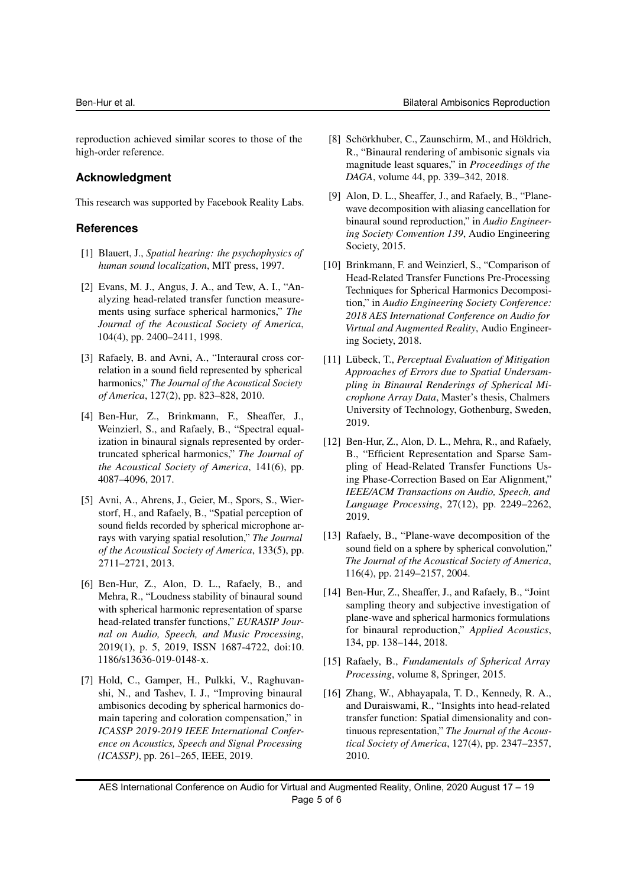reproduction achieved similar scores to those of the high-order reference.

## Acknowledgment

This research was supported by Facebook Reality Labs.

## References

[1] Blauert, J., *Spatial hearing: the psychophysics of human sound localization*, MIT press, 1997.

[2] Evans, M. J., Angus, J. A., and Tew, A. I., "Analyzing head-related transfer function measurements using surface spherical harmonics," *The Journal of the Acoustical Society of America*, 104(4), pp. 2400–2411, 1998.

[3] Rafaely, B. and Avni, A., "Interaural cross correlation in a sound field represented by spherical harmonics," *The Journal of the Acoustical Society of America*, 127(2), pp. 823–828, 2010.

[4] Ben-Hur, Z., Brinkmann, F., Sheaffer, J., Weinzierl, S., and Rafaely, B., "Spectral equalization in binaural signals represented by order-truncated spherical harmonics," *The Journal of the Acoustical Society of America*, 141(6), pp. 4087–4096, 2017.

[5] Avni, A., Ahrens, J., Geier, M., Spors, S., Wierstorf, H., and Rafaely, B., "Spatial perception of sound fields recorded by spherical microphone arrays with varying spatial resolution," *The Journal of the Acoustical Society of America*, 133(5), pp. 2711–2721, 2013.

[6] Ben-Hur, Z., Alon, D. L., Rafaely, B., and Mehra, R., "Loudness stability of binaural sound with spherical harmonic representation of sparse head-related transfer functions," *EURASIP Journal on Audio, Speech, and Music Processing*, 2019(1), p. 5, 2019, ISSN 1687-4722, doi:10.1186/s13636-019-0148-x.

[7] Hold, C., Gamper, H., Pulkki, V., Raghuvanshi, N., and Tashev, I. J., "Improving binaural ambisonics decoding by spherical harmonics domain tapering and coloration compensation," in *ICASSP 2019-2019 IEEE International Conference on Acoustics, Speech and Signal Processing (ICASSP)*, pp. 261–265, IEEE, 2019.

[8] Schörkhuber, C., Zaunschirm, M., and Höldrich, R., "Binaural rendering of ambisonic signals via magnitude least squares," in *Proceedings of the DAGA*, volume 44, pp. 339–342, 2018.

[9] Alon, D. L., Sheaffer, J., and Rafaely, B., "Plane-wave decomposition with aliasing cancellation for binaural sound reproduction," in *Audio Engineering Society Convention 139*, Audio Engineering Society, 2015.

[10] Brinkmann, F. and Weinzierl, S., "Comparison of Head-Related Transfer Functions Pre-Processing Techniques for Spherical Harmonics Decomposition," in *Audio Engineering Society Conference: 2018 AES International Conference on Audio for Virtual and Augmented Reality*, Audio Engineering Society, 2018.

[11] Lübeck, T., *Perceptual Evaluation of Mitigation Approaches of Errors due to Spatial Undersampling in Binaural Renderings of Spherical Microphone Array Data*, Master's thesis, Chalmers University of Technology, Gothenburg, Sweden, 2019.

[12] Ben-Hur, Z., Alon, D. L., Mehra, R., and Rafaely, B., "Efficient Representation and Sparse Sampling of Head-Related Transfer Functions Using Phase-Correction Based on Ear Alignment," *IEEE/ACM Transactions on Audio, Speech, and Language Processing*, 27(12), pp. 2249–2262, 2019.

[13] Rafaely, B., "Plane-wave decomposition of the sound field on a sphere by spherical convolution," *The Journal of the Acoustical Society of America*, 116(4), pp. 2149–2157, 2004.

[14] Ben-Hur, Z., Sheaffer, J., and Rafaely, B., "Joint sampling theory and subjective investigation of plane-wave and spherical harmonics formulations for binaural reproduction," *Applied Acoustics*, 134, pp. 138–144, 2018.

[15] Rafaely, B., *Fundamentals of Spherical Array Processing*, volume 8, Springer, 2015.

[16] Zhang, W., Abhayapala, T. D., Kennedy, R. A., and Duraiswami, R., "Insights into head-related transfer function: Spatial dimensionality and continuous representation," *The Journal of the Acoustical Society of America*, 127(4), pp. 2347–2357, 2010.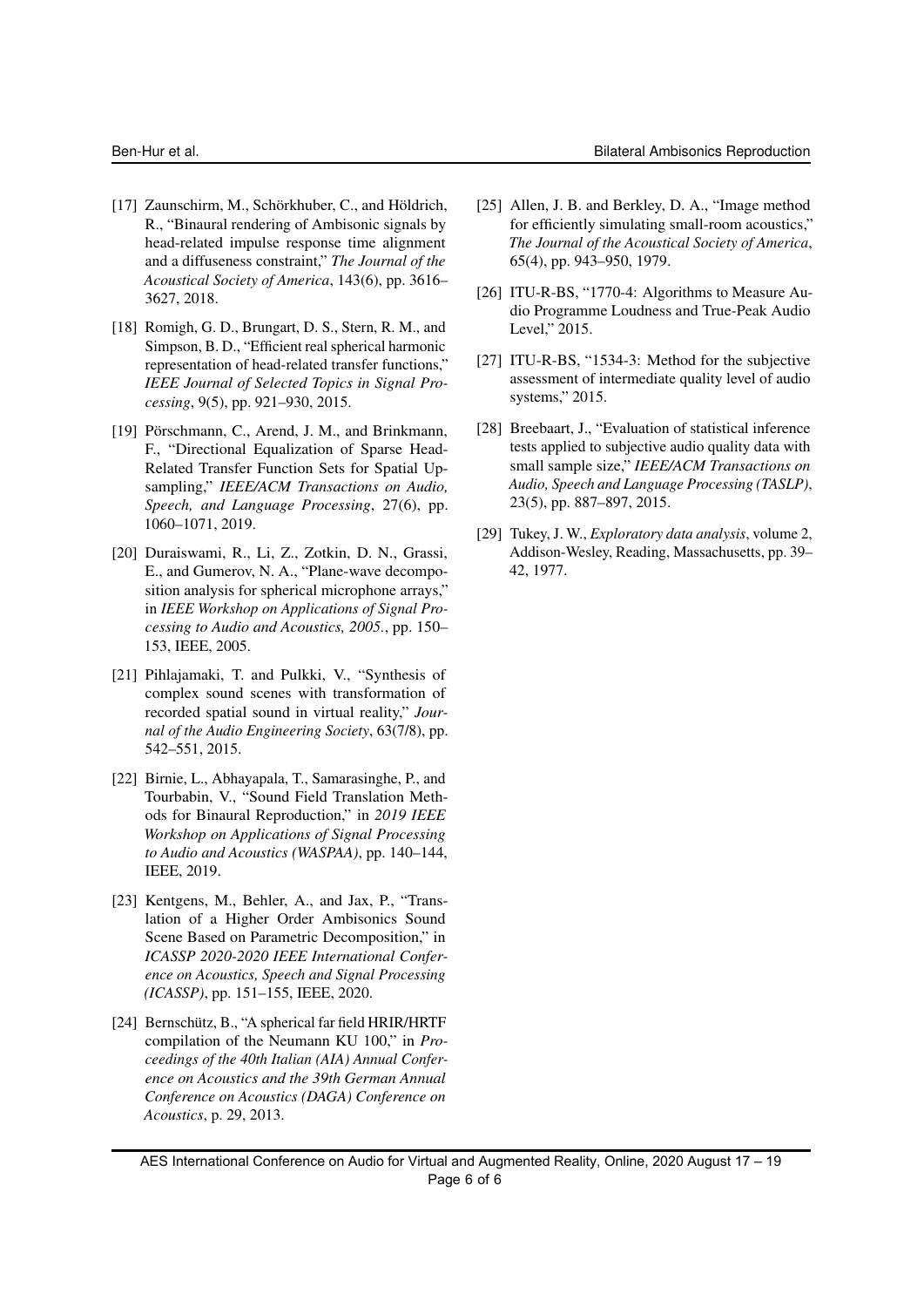[17] Zaunschirm, M., Schörkhuber, C., and Höldrich, R., "Binaural rendering of Ambisonic signals by head-related impulse response time alignment and a diffuseness constraint," *The Journal of the Acoustical Society of America*, 143(6), pp. 3616–3627, 2018.

[18] Romigh, G. D., Brungart, D. S., Stern, R. M., and Simpson, B. D., "Efficient real spherical harmonic representation of head-related transfer functions," *IEEE Journal of Selected Topics in Signal Processing*, 9(5), pp. 921–930, 2015.

[19] Pörschmann, C., Arend, J. M., and Brinkmann, F., "Directional Equalization of Sparse Head-Related Transfer Function Sets for Spatial Upsampling," *IEEE/ACM Transactions on Audio, Speech, and Language Processing*, 27(6), pp. 1060–1071, 2019.

[20] Duraiswami, R., Li, Z., Zotkin, D. N., Grassi, E., and Gumerov, N. A., "Plane-wave decomposition analysis for spherical microphone arrays," in *IEEE Workshop on Applications of Signal Processing to Audio and Acoustics, 2005.*, pp. 150–153, IEEE, 2005.

[21] Pihlajamaki, T. and Pulkki, V., "Synthesis of complex sound scenes with transformation of recorded spatial sound in virtual reality," *Journal of the Audio Engineering Society*, 63(7/8), pp. 542–551, 2015.

[22] Birnie, L., Abhayapala, T., Samarasinghe, P., and Tourbabin, V., "Sound Field Translation Methods for Binaural Reproduction," in *2019 IEEE Workshop on Applications of Signal Processing to Audio and Acoustics (WASPAA)*, pp. 140–144, IEEE, 2019.

[23] Kentgens, M., Behler, A., and Jax, P., "Translation of a Higher Order Ambisonics Sound Scene Based on Parametric Decomposition," in *ICASSP 2020-2020 IEEE International Conference on Acoustics, Speech and Signal Processing (ICASSP)*, pp. 151–155, IEEE, 2020.

[24] Bernschütz, B., "A spherical far field HRIR/HRTF compilation of the Neumann KU 100," in *Proceedings of the 40th Italian (AIA) Annual Conference on Acoustics and the 39th German Annual Conference on Acoustics (DAGA) Conference on Acoustics*, p. 29, 2013.

[25] Allen, J. B. and Berkley, D. A., "Image method for efficiently simulating small-room acoustics," *The Journal of the Acoustical Society of America*, 65(4), pp. 943–950, 1979.

[26] ITU-R-BS, "1770-4: Algorithms to Measure Audio Programme Loudness and True-Peak Audio Level," 2015.

[27] ITU-R-BS, "1534-3: Method for the subjective assessment of intermediate quality level of audio systems," 2015.

[28] Breebaart, J., "Evaluation of statistical inference tests applied to subjective audio quality data with small sample size," *IEEE/ACM Transactions on Audio, Speech and Language Processing (TASLP)*, 23(5), pp. 887–897, 2015.

[29] Tukey, J. W., *Exploratory data analysis*, volume 2, Addison-Wesley, Reading, Massachusetts, pp. 39–42, 1977.